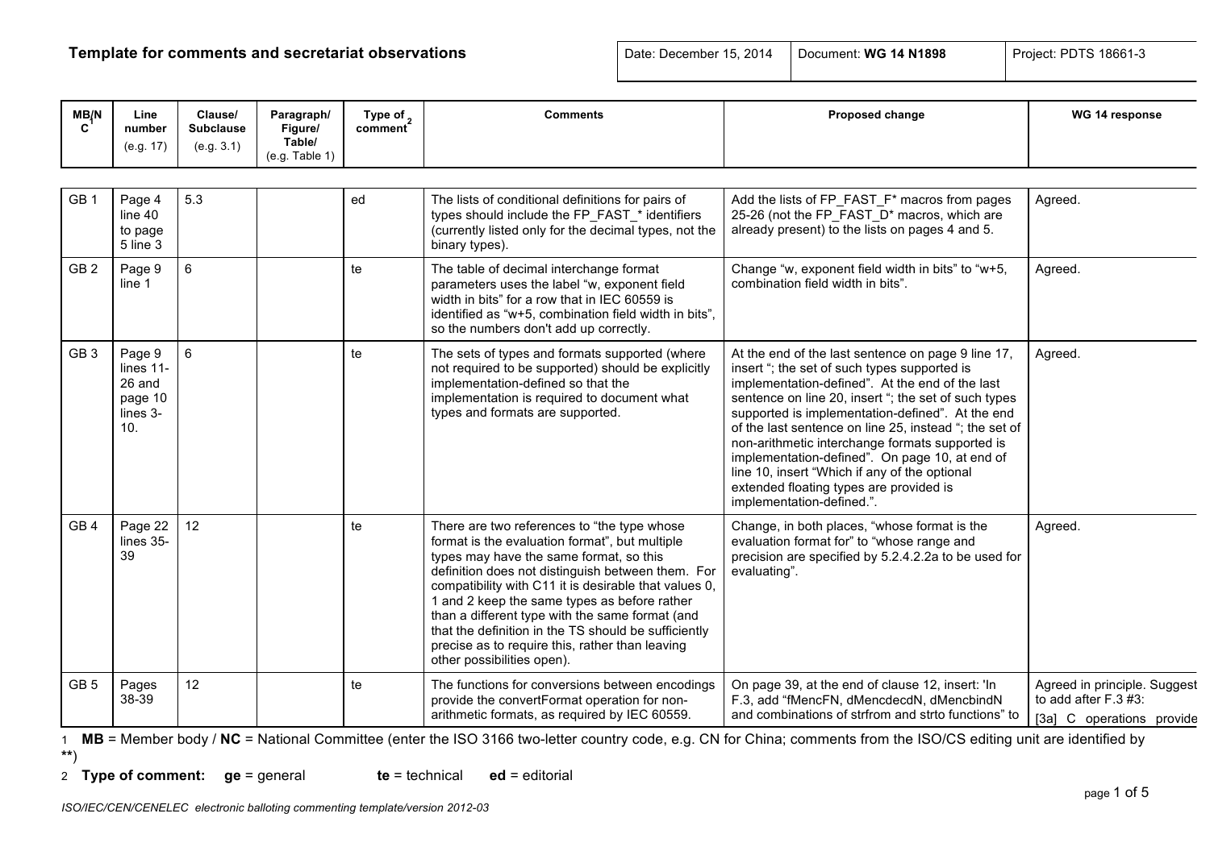**Template for comments and secretariat observations**

| Date: December 15, 2014 | Document: **WG 14 N1898** | Project: PDTS 18661-3 |
|---|---|---|

| MB/NC[1] | Line number (e.g. 17) | Clause/ Subclause (e.g. 3.1) | Paragraph/ Figure/ Table/ (e.g. Table 1) | Type of comment[2] | Comments | Proposed change | WG 14 response |
|---|---|---|---|---|---|---|---|
| GB 1 | Page 4 line 40 to page 5 line 3 | 5.3 | | ed | The lists of conditional definitions for pairs of types should include the FP_FAST_* identifiers (currently listed only for the decimal types, not the binary types). | Add the lists of FP_FAST_F* macros from pages 25-26 (not the FP_FAST_D* macros, which are already present) to the lists on pages 4 and 5. | Agreed. |
| GB 2 | Page 9 line 1 | 6 | | te | The table of decimal interchange format parameters uses the label "w, exponent field width in bits" for a row that in IEC 60559 is identified as "w+5, combination field width in bits", so the numbers don't add up correctly. | Change "w, exponent field width in bits" to "w+5, combination field width in bits". | Agreed. |
| GB 3 | Page 9 lines 11-26 and page 10 lines 3-10. | 6 | | te | The sets of types and formats supported (where not required to be supported) should be explicitly implementation-defined so that the implementation is required to document what types and formats are supported. | At the end of the last sentence on page 9 line 17, insert "; the set of such types supported is implementation-defined". At the end of the last sentence on line 20, insert "; the set of such types supported is implementation-defined". At the end of the last sentence on line 25, instead "; the set of non-arithmetic interchange formats supported is implementation-defined". On page 10, at end of line 10, insert "Which if any of the optional extended floating types are provided is implementation-defined.". | Agreed. |
| GB 4 | Page 22 lines 35-39 | 12 | | te | There are two references to "the type whose format is the evaluation format", but multiple types may have the same format, so this definition does not distinguish between them. For compatibility with C11 it is desirable that values 0, 1 and 2 keep the same types as before rather than a different type with the same format (and that the definition in the TS should be sufficiently precise as to require this, rather than leaving other possibilities open). | Change, in both places, "whose format is the evaluation format for" to "whose range and precision are specified by 5.2.4.2.2a to be used for evaluating". | Agreed. |
| GB 5 | Pages 38-39 | 12 | | te | The functions for conversions between encodings provide the convertFormat operation for non-arithmetic formats, as required by IEC 60559. | On page 39, at the end of clause 12, insert: 'In F.3, add "fMencFN, dMencdecdN, dMencbindN and combinations of strfrom and strto functions" to | Agreed in principle. Suggest to add after F.3 #3: [3a] C operations provide |

1 **MB** = Member body / **NC** = National Committee (enter the ISO 3166 two-letter country code, e.g. CN for China; comments from the ISO/CS editing unit are identified by **)

2 **Type of comment:** **ge** = general **te** = technical **ed** = editorial

*ISO/IEC/CEN/CENELEC electronic balloting commenting template/version 2012-03*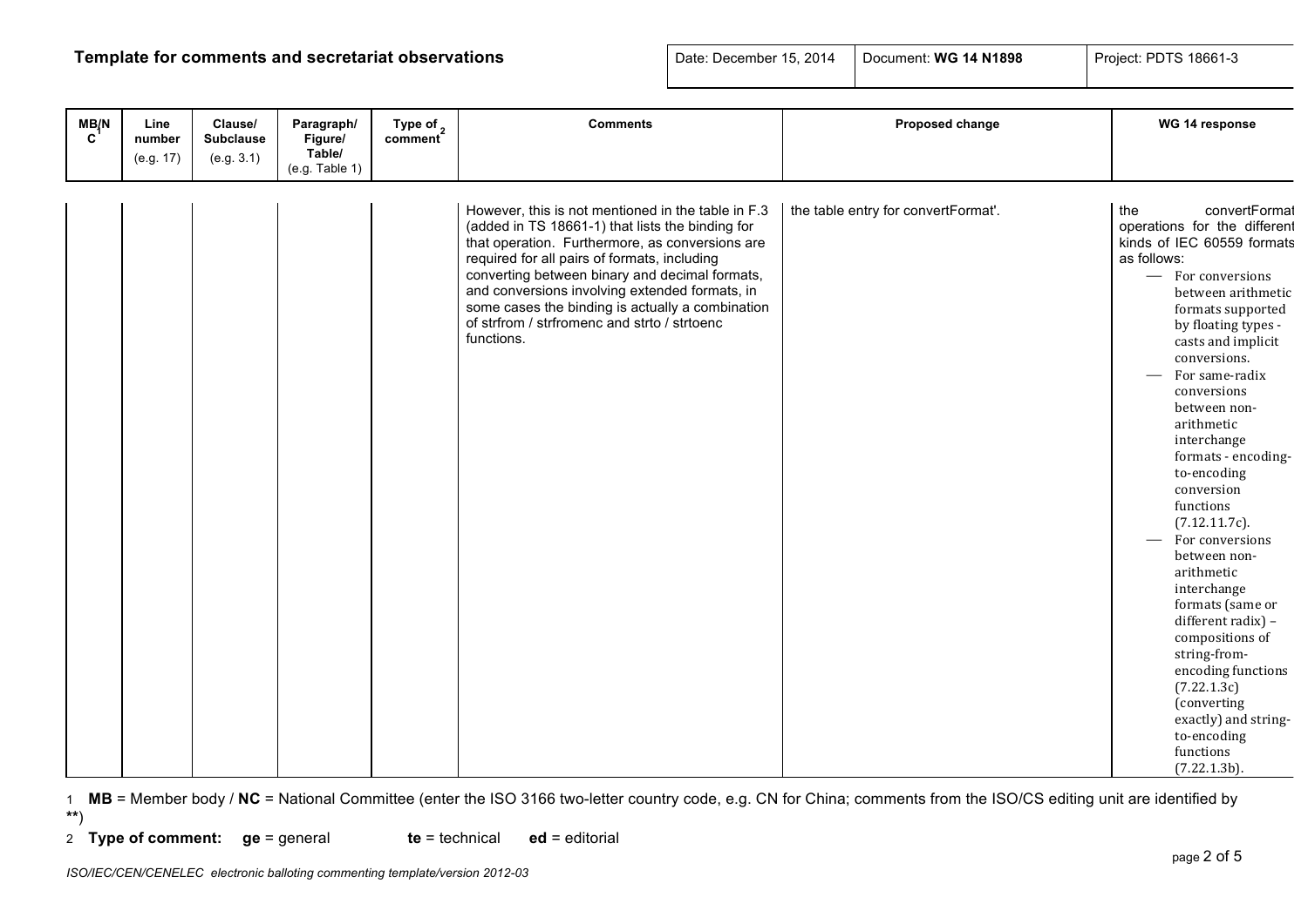**Template for comments and secretariat observations**

| Date: December 15, 2014 | Document: **WG 14 N1898** | Project: PDTS 18661-3 |
| --- | --- | --- |

| MB/NC[1] | Line number (e.g. 17) | Clause/ Subclause (e.g. 3.1) | Paragraph/ Figure/ Table/ (e.g. Table 1) | Type of comment[2] | Comments | Proposed change | WG 14 response |
| --- | --- | --- | --- | --- | --- | --- | --- |
| | | | | | However, this is not mentioned in the table in F.3 (added in TS 18661-1) that lists the binding for that operation. Furthermore, as conversions are required for all pairs of formats, including converting between binary and decimal formats, and conversions involving extended formats, in some cases the binding is actually a combination of strfrom / strfromenc and strto / strtoenc functions. | the table entry for convertFormat'. | the convertFormat operations for the different kinds of IEC 60559 formats as follows: <br>— For conversions between arithmetic formats supported by floating types - casts and implicit conversions. <br>— For same-radix conversions between non-arithmetic interchange formats - encoding-to-encoding conversion functions (7.12.11.7c). <br>— For conversions between non-arithmetic interchange formats (same or different radix) – compositions of string-from-encoding functions (7.22.1.3c) (converting exactly) and string-to-encoding functions (7.22.1.3b). |

1 **MB** = Member body / **NC** = National Committee (enter the ISO 3166 two-letter country code, e.g. CN for China; comments from the ISO/CS editing unit are identified by **)

2 **Type of comment:** **ge** = general **te** = technical **ed** = editorial

*ISO/IEC/CEN/CENELEC electronic balloting commenting template/version 2012-03*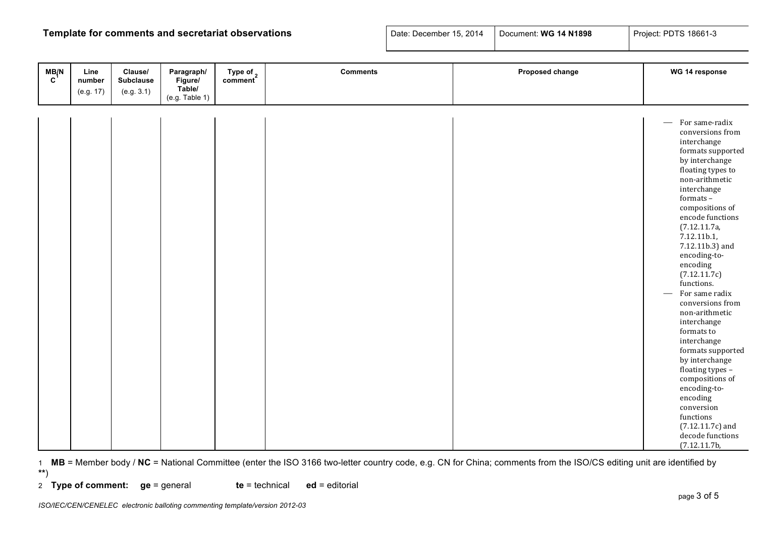## Template for comments and secretariat observations

| Date: December 15, 2014 | Document: **WG 14 N1898** | Project: PDTS 18661-3 |
|---|---|---|

| MB/NC[1] | Line number (e.g. 17) | Clause/ Subclause (e.g. 3.1) | Paragraph/ Figure/ Table/ (e.g. Table 1) | Type of comment[2] | Comments | Proposed change | WG 14 response |
|---|---|---|---|---|---|---|---|
| | | | | | | | — For same-radix conversions from interchange formats supported by interchange floating types to non-arithmetic interchange formats – compositions of encode functions (7.12.11.7a, 7.12.11b.1, 7.12.11b.3) and encoding-to-encoding (7.12.11.7c) functions.<br>— For same radix conversions from non-arithmetic interchange formats to interchange formats supported by interchange floating types – compositions of encoding-to-encoding conversion functions (7.12.11.7c) and decode functions (7.12.11.7b, |

1 **MB** = Member body / **NC** = National Committee (enter the ISO 3166 two-letter country code, e.g. CN for China; comments from the ISO/CS editing unit are identified by **)

2 **Type of comment:** **ge** = general **te** = technical **ed** = editorial

*ISO/IEC/CEN/CENELEC electronic balloting commenting template/version 2012-03*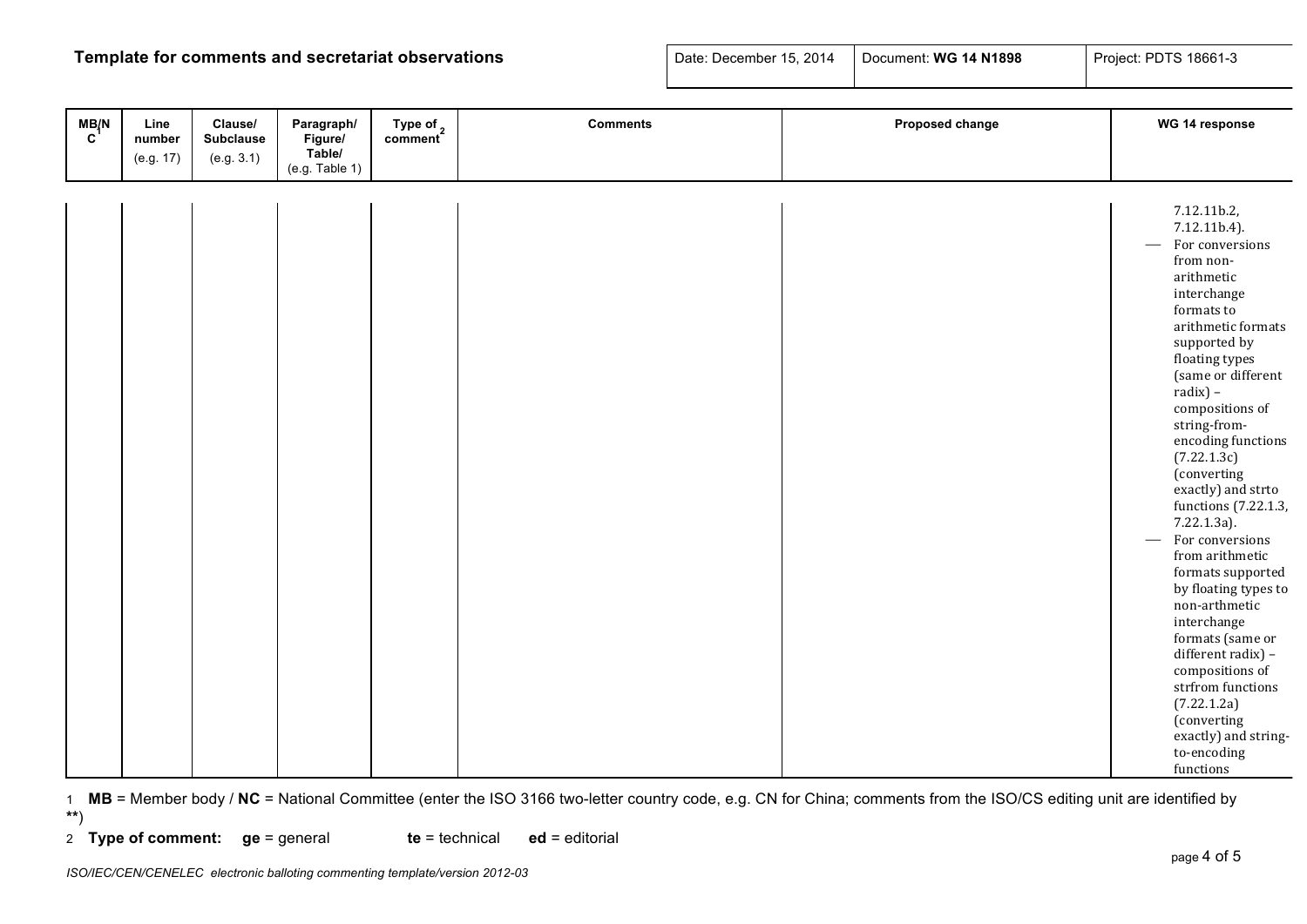## Template for comments and secretariat observations

| Date: December 15, 2014 | Document: **WG 14 N1898** | Project: PDTS 18661-3 |
|---|---|---|

| MB/NC[1] | Line number (e.g. 17) | Clause/ Subclause (e.g. 3.1) | Paragraph/ Figure/ Table/ (e.g. Table 1) | Type of comment[2] | Comments | Proposed change | WG 14 response |
|---|---|---|---|---|---|---|---|
| | | | | | | | 7.12.11b.2, 7.12.11b.4).<br>— For conversions from non-arithmetic interchange formats to arithmetic formats supported by floating types (same or different radix) – compositions of string-from-encoding functions (7.22.1.3c) (converting exactly) and strto functions (7.22.1.3, 7.22.1.3a).<br>— For conversions from arithmetic formats supported by floating types to non-arthmetic interchange formats (same or different radix) – compositions of strfrom functions (7.22.1.2a) (converting exactly) and string-to-encoding functions |

1 **MB** = Member body / **NC** = National Committee (enter the ISO 3166 two-letter country code, e.g. CN for China; comments from the ISO/CS editing unit are identified by **)

2 **Type of comment:** **ge** = general **te** = technical **ed** = editorial

*ISO/IEC/CEN/CENELEC electronic balloting commenting template/version 2012-03*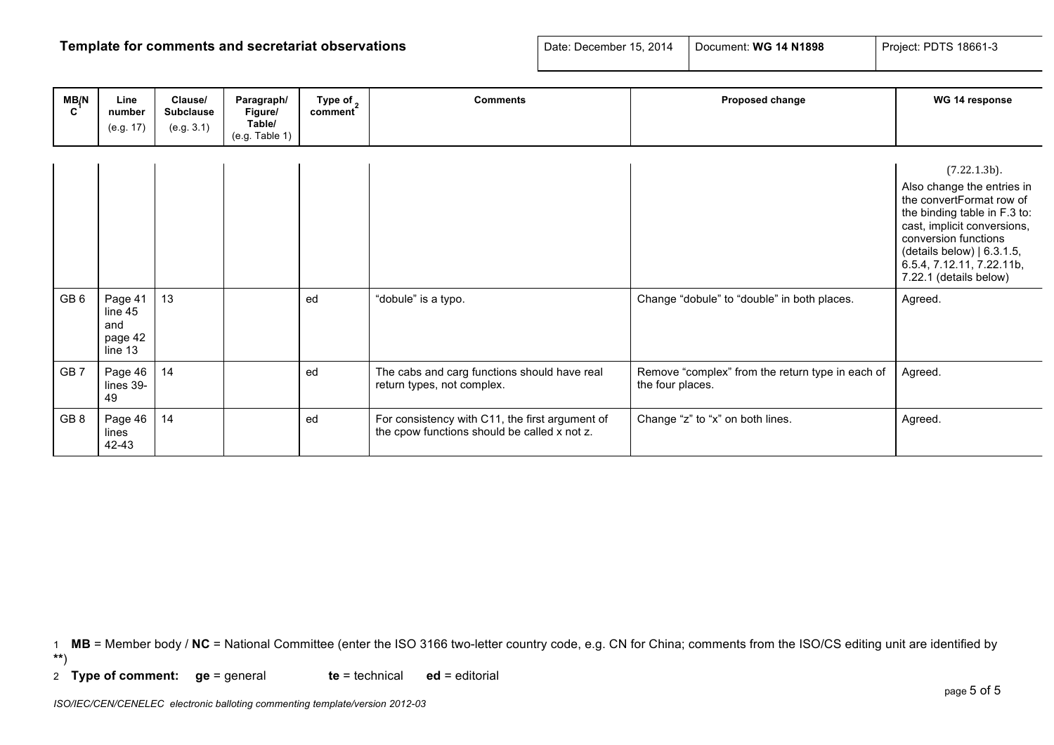## Template for comments and secretariat observations

| Date: December 15, 2014 | Document: **WG 14 N1898** | Project: PDTS 18661-3 |
|---|---|---|

| MB/NC[1] | Line number (e.g. 17) | Clause/ Subclause (e.g. 3.1) | Paragraph/ Figure/ Table/ (e.g. Table 1) | Type of comment[2] | Comments | Proposed change | WG 14 response |
|---|---|---|---|---|---|---|---|
| | | | | | | | (7.22.1.3b). Also change the entries in the convertFormat row of the binding table in F.3 to: cast, implicit conversions, conversion functions (details below) \| 6.3.1.5, 6.5.4, 7.12.11, 7.22.11b, 7.22.1 (details below) |
| GB 6 | Page 41 line 45 and page 42 line 13 | 13 | | ed | "dobule" is a typo. | Change "dobule" to "double" in both places. | Agreed. |
| GB 7 | Page 46 lines 39-49 | 14 | | ed | The cabs and carg functions should have real return types, not complex. | Remove "complex" from the return type in each of the four places. | Agreed. |
| GB 8 | Page 46 lines 42-43 | 14 | | ed | For consistency with C11, the first argument of the cpow functions should be called x not z. | Change "z" to "x" on both lines. | Agreed. |

1 **MB** = Member body / **NC** = National Committee (enter the ISO 3166 two-letter country code, e.g. CN for China; comments from the ISO/CS editing unit are identified by **)

2 **Type of comment:** **ge** = general **te** = technical **ed** = editorial

*ISO/IEC/CEN/CENELEC electronic balloting commenting template/version 2012-03*